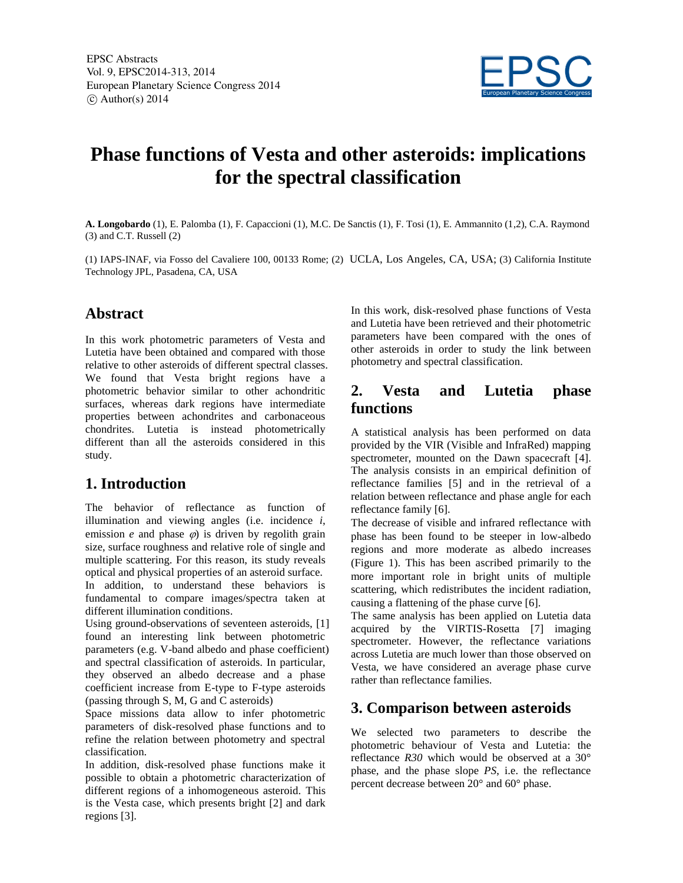# Phase functions of Vesta and other asteroids: implications for the spectral classification

**A. Longobardo** (1), E. Palomba (1), F. Capaccioni (1), M.C. De Sanctis (1), F. Tosi (1), E. Ammannito (1,2), C.A. Raymond (3) and C.T. Russell (2)

(1) IAPS-INAF, via Fosso del Cavaliere 100, 00133 Rome; (2) UCLA, Los Angeles, CA, USA; (3) California Institute Technology JPL, Pasadena, CA, USA

## Abstract

In this work photometric parameters of Vesta and Lutetia have been obtained and compared with those relative to other asteroids of different spectral classes. We found that Vesta bright regions have a photometric behavior similar to other achondritic surfaces, whereas dark regions have intermediate properties between achondrites and carbonaceous chondrites. Lutetia is instead photometrically different than all the asteroids considered in this study.

## 1. Introduction

The behavior of reflectance as function of illumination and viewing angles (i.e. incidence *i*, emission *e* and phase $\varphi$) is driven by regolith grain size, surface roughness and relative role of single and multiple scattering. For this reason, its study reveals optical and physical properties of an asteroid surface.

In addition, to understand these behaviors is fundamental to compare images/spectra taken at different illumination conditions.

Using ground-observations of seventeen asteroids, [1] found an interesting link between photometric parameters (e.g. V-band albedo and phase coefficient) and spectral classification of asteroids. In particular, they observed an albedo decrease and a phase coefficient increase from E-type to F-type asteroids (passing through S, M, G and C asteroids)

Space missions data allow to infer photometric parameters of disk-resolved phase functions and to refine the relation between photometry and spectral classification.

In addition, disk-resolved phase functions make it possible to obtain a photometric characterization of different regions of a inhomogeneous asteroid. This is the Vesta case, which presents bright [2] and dark regions [3].

In this work, disk-resolved phase functions of Vesta and Lutetia have been retrieved and their photometric parameters have been compared with the ones of other asteroids in order to study the link between photometry and spectral classification.

## 2. Vesta and Lutetia phase functions

A statistical analysis has been performed on data provided by the VIR (Visible and InfraRed) mapping spectrometer, mounted on the Dawn spacecraft [4]. The analysis consists in an empirical definition of reflectance families [5] and in the retrieval of a relation between reflectance and phase angle for each reflectance family [6].

The decrease of visible and infrared reflectance with phase has been found to be steeper in low-albedo regions and more moderate as albedo increases (Figure 1). This has been ascribed primarily to the more important role in bright units of multiple scattering, which redistributes the incident radiation, causing a flattening of the phase curve [6].

The same analysis has been applied on Lutetia data acquired by the VIRTIS-Rosetta [7] imaging spectrometer. However, the reflectance variations across Lutetia are much lower than those observed on Vesta, we have considered an average phase curve rather than reflectance families.

## 3. Comparison between asteroids

We selected two parameters to describe the photometric behaviour of Vesta and Lutetia: the reflectance *R30* which would be observed at a 30° phase, and the phase slope *PS*, i.e. the reflectance percent decrease between 20° and 60° phase.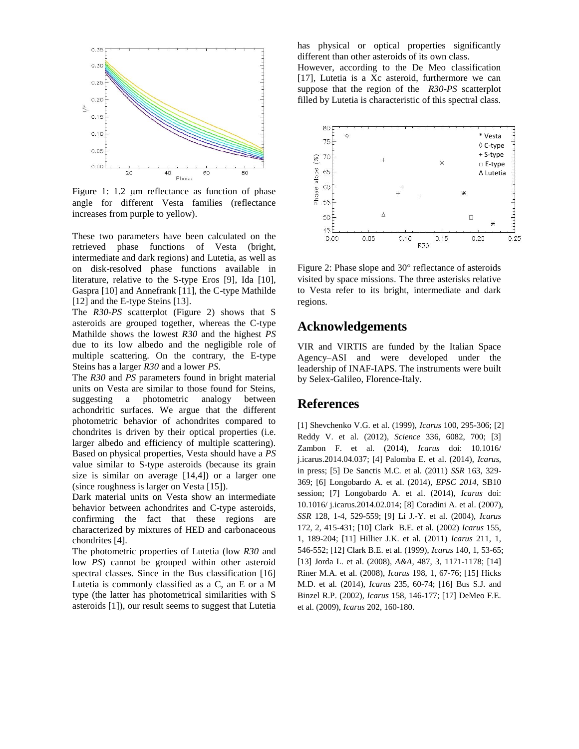0.35
0.30
0.25
0.20
0.15
0.10
0.05
0.00
I/F
20
40
60
80
Phase

Figure 1: 1.2 μm reflectance as function of phase angle for different Vesta families (reflectance increases from purple to yellow).

These two parameters have been calculated on the retrieved phase functions of Vesta (bright, intermediate and dark regions) and Lutetia, as well as on disk-resolved phase functions available in literature, relative to the S-type Eros [9], Ida [10], Gaspra [10] and Annefrank [11], the C-type Mathilde [12] and the E-type Steins [13].

The *R30-PS* scatterplot (Figure 2) shows that S asteroids are grouped together, whereas the C-type Mathilde shows the lowest *R30* and the highest *PS* due to its low albedo and the negligible role of multiple scattering. On the contrary, the E-type Steins has a larger *R30* and a lower *PS*.

The *R30* and *PS* parameters found in bright material units on Vesta are similar to those found for Steins, suggesting a photometric analogy between achondritic surfaces. We argue that the different photometric behavior of achondrites compared to chondrites is driven by their optical properties (i.e. larger albedo and efficiency of multiple scattering). Based on physical properties, Vesta should have a *PS* value similar to S-type asteroids (because its grain size is similar on average [14,4]) or a larger one (since roughness is larger on Vesta [15]).

Dark material units on Vesta show an intermediate behavior between achondrites and C-type asteroids, confirming the fact that these regions are characterized by mixtures of HED and carbonaceous chondrites [4].

The photometric properties of Lutetia (low *R30* and low *PS*) cannot be grouped within other asteroid spectral classes. Since in the Bus classification [16] Lutetia is commonly classified as a C, an E or a M type (the latter has photometrical similarities with S asteroids [1]), our result seems to suggest that Lutetia has physical or optical properties significantly different than other asteroids of its own class.

However, according to the De Meo classification [17], Lutetia is a Xc asteroid, furthermore we can suppose that the region of the *R30-PS* scatterplot filled by Lutetia is characteristic of this spectral class.

80
75
70
65
60
55
50
45
Phase slope (%)
0.00
0.05
0.10
0.15
0.20
0.25
R30
* Vesta
◊ C-type
+ S-type
□ E-type
Δ Lutetia

Figure 2: Phase slope and 30° reflectance of asteroids visited by space missions. The three asterisks relative to Vesta refer to its bright, intermediate and dark regions.

## Acknowledgements

VIR and VIRTIS are funded by the Italian Space Agency–ASI and were developed under the leadership of INAF-IAPS. The instruments were built by Selex-Galileo, Florence-Italy.

## References

[1] Shevchenko V.G. et al. (1999), *Icarus* 100, 295-306; [2] Reddy V. et al. (2012), *Science* 336, 6082, 700; [3] Zambon F. et al. (2014), *Icarus* doi: 10.1016/ j.icarus.2014.04.037; [4] Palomba E. et al. (2014), *Icarus*, in press; [5] De Sanctis M.C. et al. (2011) *SSR* 163, 329-369; [6] Longobardo A. et al. (2014), *EPSC 2014*, SB10 session; [7] Longobardo A. et al. (2014), *Icarus* doi: 10.1016/ j.icarus.2014.02.014; [8] Coradini A. et al. (2007), *SSR* 128, 1-4, 529-559; [9] Li J.-Y. et al. (2004), *Icarus* 172, 2, 415-431; [10] Clark B.E. et al. (2002) *Icarus* 155, 1, 189-204; [11] Hillier J.K. et al. (2011) *Icarus* 211, 1, 546-552; [12] Clark B.E. et al. (1999), *Icarus* 140, 1, 53-65; [13] Jorda L. et al. (2008), *A&A*, 487, 3, 1171-1178; [14] Riner M.A. et al. (2008), *Icarus* 198, 1, 67-76; [15] Hicks M.D. et al. (2014), *Icarus* 235, 60-74; [16] Bus S.J. and Binzel R.P. (2002), *Icarus* 158, 146-177; [17] DeMeo F.E. et al. (2009), *Icarus* 202, 160-180.